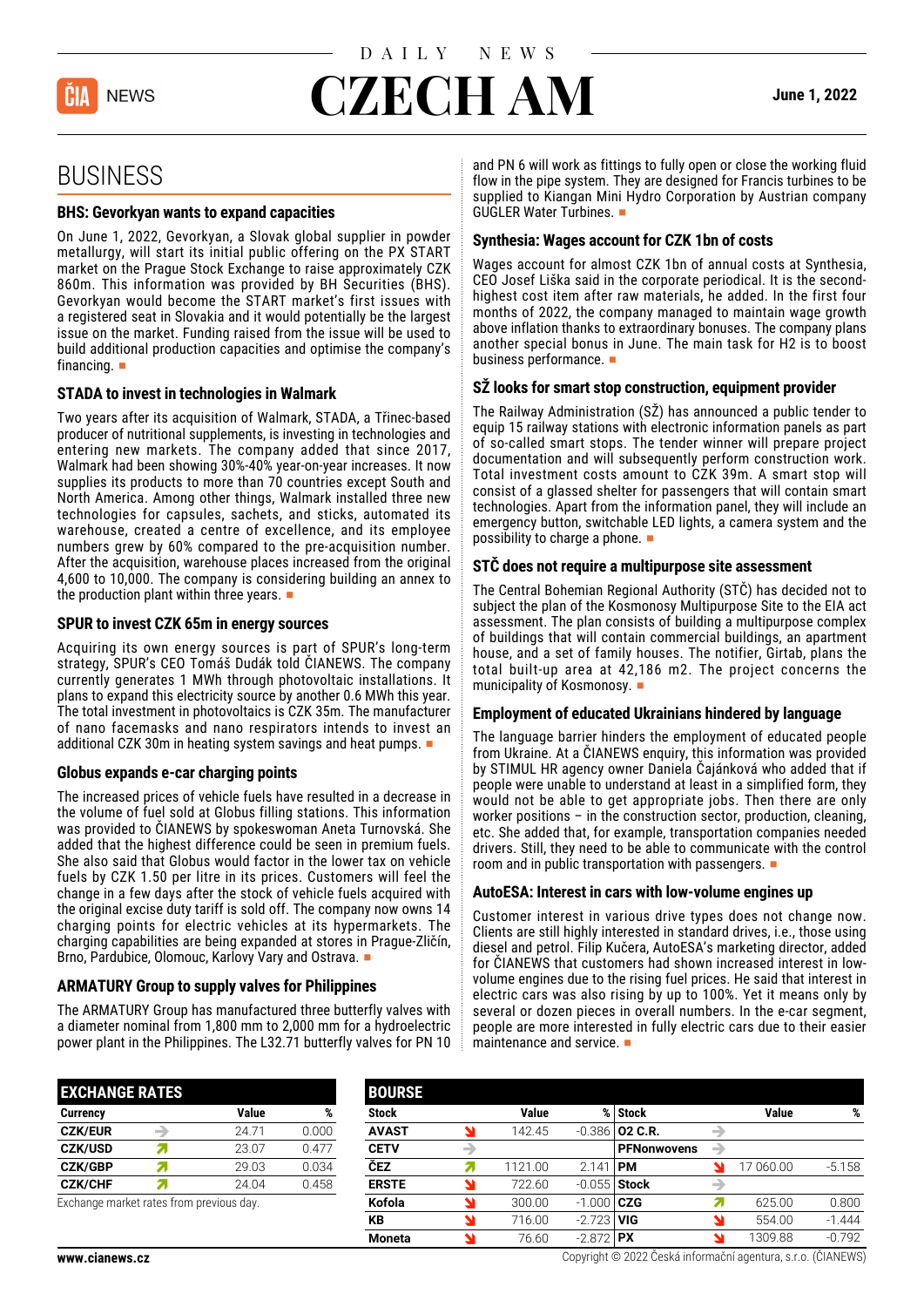# DAILY NEWS CZECH AM

**June 1, 2022**

## BUSINESS

### BHS: Gevorkyan wants to expand capacities

On June 1, 2022, Gevorkyan, a Slovak global supplier in powder metallurgy, will start its initial public offering on the PX START market on the Prague Stock Exchange to raise approximately CZK 860m. This information was provided by BH Securities (BHS). Gevorkyan would become the START market's first issues with a registered seat in Slovakia and it would potentially be the largest issue on the market. Funding raised from the issue will be used to build additional production capacities and optimise the company's financing. ■

### STADA to invest in technologies in Walmark

Two years after its acquisition of Walmark, STADA, a Třinec-based producer of nutritional supplements, is investing in technologies and entering new markets. The company added that since 2017, Walmark had been showing 30%-40% year-on-year increases. It now supplies its products to more than 70 countries except South and North America. Among other things, Walmark installed three new technologies for capsules, sachets, and sticks, automated its warehouse, created a centre of excellence, and its employee numbers grew by 60% compared to the pre-acquisition number. After the acquisition, warehouse places increased from the original 4,600 to 10,000. The company is considering building an annex to the production plant within three years. ■

### SPUR to invest CZK 65m in energy sources

Acquiring its own energy sources is part of SPUR's long-term strategy, SPUR's CEO Tomáš Dudák told ČIANEWS. The company currently generates 1 MWh through photovoltaic installations. It plans to expand this electricity source by another 0.6 MWh this year. The total investment in photovoltaics is CZK 35m. The manufacturer of nano facemasks and nano respirators intends to invest an additional CZK 30m in heating system savings and heat pumps. ■

### Globus expands e-car charging points

The increased prices of vehicle fuels have resulted in a decrease in the volume of fuel sold at Globus filling stations. This information was provided to ČIANEWS by spokeswoman Aneta Turnovská. She added that the highest difference could be seen in premium fuels. She also said that Globus would factor in the lower tax on vehicle fuels by CZK 1.50 per litre in its prices. Customers will feel the change in a few days after the stock of vehicle fuels acquired with the original excise duty tariff is sold off. The company now owns 14 charging points for electric vehicles at its hypermarkets. The charging capabilities are being expanded at stores in Prague-Zličín, Brno, Pardubice, Olomouc, Karlovy Vary and Ostrava. ■

### ARMATURY Group to supply valves for Philippines

The ARMATURY Group has manufactured three butterfly valves with a diameter nominal from 1,800 mm to 2,000 mm for a hydroelectric power plant in the Philippines. The L32.71 butterfly valves for PN 10 and PN 6 will work as fittings to fully open or close the working fluid flow in the pipe system. They are designed for Francis turbines to be supplied to Kiangan Mini Hydro Corporation by Austrian company GUGLER Water Turbines. ■

### Synthesia: Wages account for CZK 1bn of costs

Wages account for almost CZK 1bn of annual costs at Synthesia, CEO Josef Liška said in the corporate periodical. It is the second-highest cost item after raw materials, he added. In the first four months of 2022, the company managed to maintain wage growth above inflation thanks to extraordinary bonuses. The company plans another special bonus in June. The main task for H2 is to boost business performance. ■

### SŽ looks for smart stop construction, equipment provider

The Railway Administration (SŽ) has announced a public tender to equip 15 railway stations with electronic information panels as part of so-called smart stops. The tender winner will prepare project documentation and will subsequently perform construction work. Total investment costs amount to CZK 39m. A smart stop will consist of a glassed shelter for passengers that will contain smart technologies. Apart from the information panel, they will include an emergency button, switchable LED lights, a camera system and the possibility to charge a phone. ■

### STČ does not require a multipurpose site assessment

The Central Bohemian Regional Authority (STČ) has decided not to subject the plan of the Kosmonosy Multipurpose Site to the EIA act assessment. The plan consists of building a multipurpose complex of buildings that will contain commercial buildings, an apartment house, and a set of family houses. The notifier, Girtab, plans the total built-up area at 42,186 m2. The project concerns the municipality of Kosmonosy. ■

### Employment of educated Ukrainians hindered by language

The language barrier hinders the employment of educated people from Ukraine. At a ČIANEWS enquiry, this information was provided by STIMUL HR agency owner Daniela Čajánková who added that if people were unable to understand at least in a simplified form, they would not be able to get appropriate jobs. Then there are only worker positions – in the construction sector, production, cleaning, etc. She added that, for example, transportation companies needed drivers. Still, they need to be able to communicate with the control room and in public transportation with passengers. ■

### AutoESA: Interest in cars with low-volume engines up

Customer interest in various drive types does not change now. Clients are still highly interested in standard drives, i.e., those using diesel and petrol. Filip Kučera, AutoESA's marketing director, added for ČIANEWS that customers had shown increased interest in low-volume engines due to the rising fuel prices. He said that interest in electric cars was also rising by up to 100%. Yet it means only by several or dozen pieces in overall numbers. In the e-car segment, people are more interested in fully electric cars due to their easier maintenance and service. ■

### EXCHANGE RATES

| Currency | | Value | % |
|---|---|---|---|
| CZK/EUR | → | 24.71 | 0.000 |
| CZK/USD | ↗ | 23.07 | 0.477 |
| CZK/GBP | ↗ | 29.03 | 0.034 |
| CZK/CHF | ↗ | 24.04 | 0.458 |

Exchange market rates from previous day.

### BOURSE

| Stock | | Value | % | Stock | | Value | % |
|---|---|---|---|---|---|---|---|
| AVAST | ↘ | 142.45 | -0.386 | O2 C.R. | → | | |
| CETV | → | | | PFNonwovens | → | | |
| ČEZ | ↗ | 1121.00 | 2.141 | PM | ↘ | 17 060.00 | -5.158 |
| ERSTE | ↘ | 722.60 | -0.055 | Stock | → | | |
| Kofola | ↘ | 300.00 | -1.000 | CZG | ↗ | 625.00 | 0.800 |
| KB | ↘ | 716.00 | -2.723 | VIG | ↘ | 554.00 | -1.444 |
| Moneta | ↘ | 76.60 | -2.872 | PX | ↘ | 1309.88 | -0.792 |

www.cianews.cz

Copyright © 2022 Česká informační agentura, s.r.o. (ČIANEWS)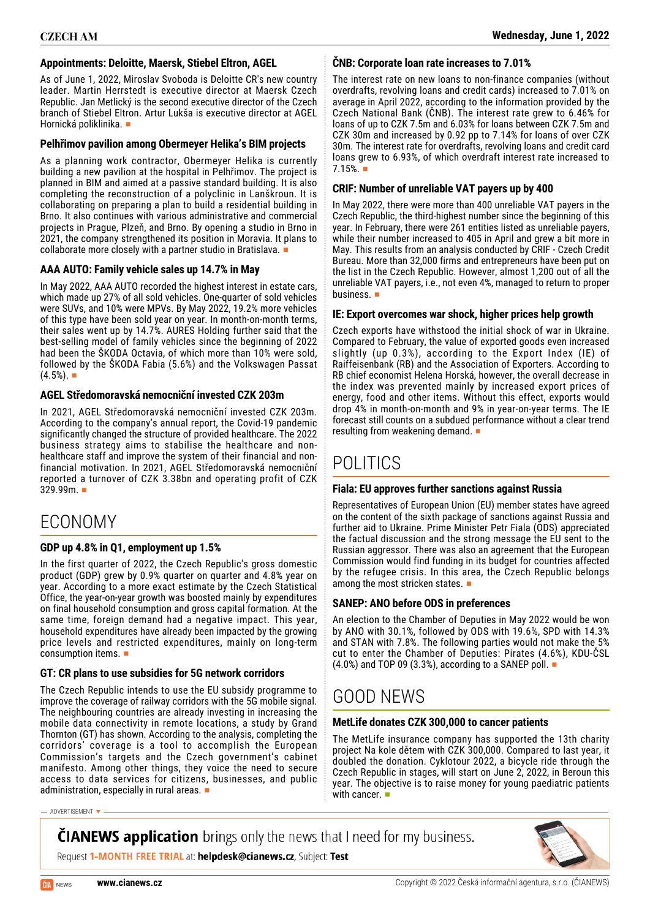### Appointments: Deloitte, Maersk, Stiebel Eltron, AGEL

As of June 1, 2022, Miroslav Svoboda is Deloitte CR's new country leader. Martin Herrstedt is executive director at Maersk Czech Republic. Jan Metlický is the second executive director of the Czech branch of Stiebel Eltron. Artur Lukša is executive director at AGEL Hornická poliklinika.

### Pelhřimov pavilion among Obermeyer Helika's BIM projects

As a planning work contractor, Obermeyer Helika is currently building a new pavilion at the hospital in Pelhřimov. The project is planned in BIM and aimed at a passive standard building. It is also completing the reconstruction of a polyclinic in Lanškroun. It is collaborating on preparing a plan to build a residential building in Brno. It also continues with various administrative and commercial projects in Prague, Plzeň, and Brno. By opening a studio in Brno in 2021, the company strengthened its position in Moravia. It plans to collaborate more closely with a partner studio in Bratislava.

### AAA AUTO: Family vehicle sales up 14.7% in May

In May 2022, AAA AUTO recorded the highest interest in estate cars, which made up 27% of all sold vehicles. One-quarter of sold vehicles were SUVs, and 10% were MPVs. By May 2022, 19.2% more vehicles of this type have been sold year on year. In month-on-month terms, their sales went up by 14.7%. AURES Holding further said that the best-selling model of family vehicles since the beginning of 2022 had been the ŠKODA Octavia, of which more than 10% were sold, followed by the ŠKODA Fabia (5.6%) and the Volkswagen Passat (4.5%).

### AGEL Středomoravská nemocniční invested CZK 203m

In 2021, AGEL Středomoravská nemocniční invested CZK 203m. According to the company's annual report, the Covid-19 pandemic significantly changed the structure of provided healthcare. The 2022 business strategy aims to stabilise the healthcare and non-healthcare staff and improve the system of their financial and non-financial motivation. In 2021, AGEL Středomoravská nemocniční reported a turnover of CZK 3.38bn and operating profit of CZK 329.99m.

## ECONOMY

### GDP up 4.8% in Q1, employment up 1.5%

In the first quarter of 2022, the Czech Republic's gross domestic product (GDP) grew by 0.9% quarter on quarter and 4.8% year on year. According to a more exact estimate by the Czech Statistical Office, the year-on-year growth was boosted mainly by expenditures on final household consumption and gross capital formation. At the same time, foreign demand had a negative impact. This year, household expenditures have already been impacted by the growing price levels and restricted expenditures, mainly on long-term consumption items.

### GT: CR plans to use subsidies for 5G network corridors

The Czech Republic intends to use the EU subsidy programme to improve the coverage of railway corridors with the 5G mobile signal. The neighbouring countries are already investing in increasing the mobile data connectivity in remote locations, a study by Grand Thornton (GT) has shown. According to the analysis, completing the corridors' coverage is a tool to accomplish the European Commission's targets and the Czech government's cabinet manifesto. Among other things, they voice the need to secure access to data services for citizens, businesses, and public administration, especially in rural areas.

### ČNB: Corporate loan rate increases to 7.01%

The interest rate on new loans to non-finance companies (without overdrafts, revolving loans and credit cards) increased to 7.01% on average in April 2022, according to the information provided by the Czech National Bank (ČNB). The interest rate grew to 6.46% for loans of up to CZK 7.5m and 6.03% for loans between CZK 7.5m and CZK 30m and increased by 0.92 pp to 7.14% for loans of over CZK 30m. The interest rate for overdrafts, revolving loans and credit card loans grew to 6.93%, of which overdraft interest rate increased to 7.15%.

### CRIF: Number of unreliable VAT payers up by 400

In May 2022, there were more than 400 unreliable VAT payers in the Czech Republic, the third-highest number since the beginning of this year. In February, there were 261 entities listed as unreliable payers, while their number increased to 405 in April and grew a bit more in May. This results from an analysis conducted by CRIF - Czech Credit Bureau. More than 32,000 firms and entrepreneurs have been put on the list in the Czech Republic. However, almost 1,200 out of all the unreliable VAT payers, i.e., not even 4%, managed to return to proper business.

### IE: Export overcomes war shock, higher prices help growth

Czech exports have withstood the initial shock of war in Ukraine. Compared to February, the value of exported goods even increased slightly (up 0.3%), according to the Export Index (IE) of Raiffeisenbank (RB) and the Association of Exporters. According to RB chief economist Helena Horská, however, the overall decrease in the index was prevented mainly by increased export prices of energy, food and other items. Without this effect, exports would drop 4% in month-on-month and 9% in year-on-year terms. The IE forecast still counts on a subdued performance without a clear trend resulting from weakening demand.

## POLITICS

### Fiala: EU approves further sanctions against Russia

Representatives of European Union (EU) member states have agreed on the content of the sixth package of sanctions against Russia and further aid to Ukraine. Prime Minister Petr Fiala (ODS) appreciated the factual discussion and the strong message the EU sent to the Russian aggressor. There was also an agreement that the European Commission would find funding in its budget for countries affected by the refugee crisis. In this area, the Czech Republic belongs among the most stricken states.

### SANEP: ANO before ODS in preferences

An election to the Chamber of Deputies in May 2022 would be won by ANO with 30.1%, followed by ODS with 19.6%, SPD with 14.3% and STAN with 7.8%. The following parties would not make the 5% cut to enter the Chamber of Deputies: Pirates (4.6%), KDU-ČSL (4.0%) and TOP 09 (3.3%), according to a SANEP poll.

## GOOD NEWS

### MetLife donates CZK 300,000 to cancer patients

The MetLife insurance company has supported the 13th charity project Na kole dětem with CZK 300,000. Compared to last year, it doubled the donation. Cyklotour 2022, a bicycle ride through the Czech Republic in stages, will start on June 2, 2022, in Beroun this year. The objective is to raise money for young paediatric patients with cancer.

ADVERTISEMENT

**ČIANEWS application** brings only the news that I need for my business.

Request **1-MONTH FREE TRIAL** at: **helpdesk@cianews.cz**, Subject: **Test**